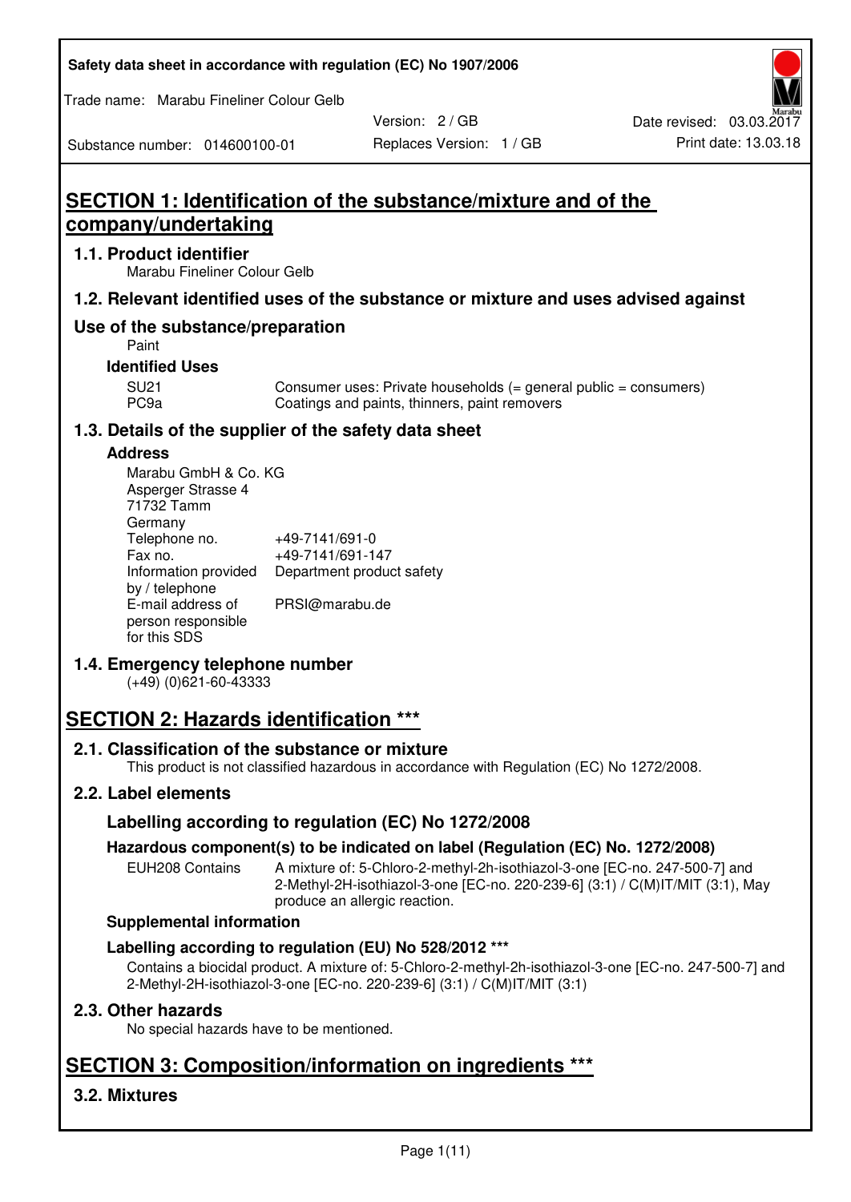# SECTION 1: Identification of the substance/mixture and of the company/undertaking

## 1.1. Product identifier

Marabu Fineliner Colour Gelb

## 1.2. Relevant identified uses of the substance or mixture and uses advised against

## Use of the substance/preparation

Paint

### Identified Uses

| | |
|---|---|
| SU21 | Consumer uses: Private households (= general public = consumers) |
| PC9a | Coatings and paints, thinners, paint removers |

## 1.3. Details of the supplier of the safety data sheet

### Address

Marabu GmbH & Co. KG
Asperger Strasse 4
71732 Tamm
Germany

| | |
|---|---|
| Telephone no. | +49-7141/691-0 |
| Fax no. | +49-7141/691-147 |
| Information provided by / telephone | Department product safety |
| E-mail address of person responsible for this SDS | PRSI@marabu.de |

## 1.4. Emergency telephone number

(+49) (0)621-60-43333

# SECTION 2: Hazards identification ***

## 2.1. Classification of the substance or mixture

This product is not classified hazardous in accordance with Regulation (EC) No 1272/2008.

## 2.2. Label elements

### Labelling according to regulation (EC) No 1272/2008

#### Hazardous component(s) to be indicated on label (Regulation (EC) No. 1272/2008)

| | |
|---|---|
| EUH208 Contains | A mixture of: 5-Chloro-2-methyl-2h-isothiazol-3-one [EC-no. 247-500-7] and 2-Methyl-2H-isothiazol-3-one [EC-no. 220-239-6] (3:1) / C(M)IT/MIT (3:1), May produce an allergic reaction. |

### Supplemental information

### Labelling according to regulation (EU) No 528/2012 ***

Contains a biocidal product. A mixture of: 5-Chloro-2-methyl-2h-isothiazol-3-one [EC-no. 247-500-7] and 2-Methyl-2H-isothiazol-3-one [EC-no. 220-239-6] (3:1) / C(M)IT/MIT (3:1)

## 2.3. Other hazards

No special hazards have to be mentioned.

# SECTION 3: Composition/information on ingredients ***

## 3.2. Mixtures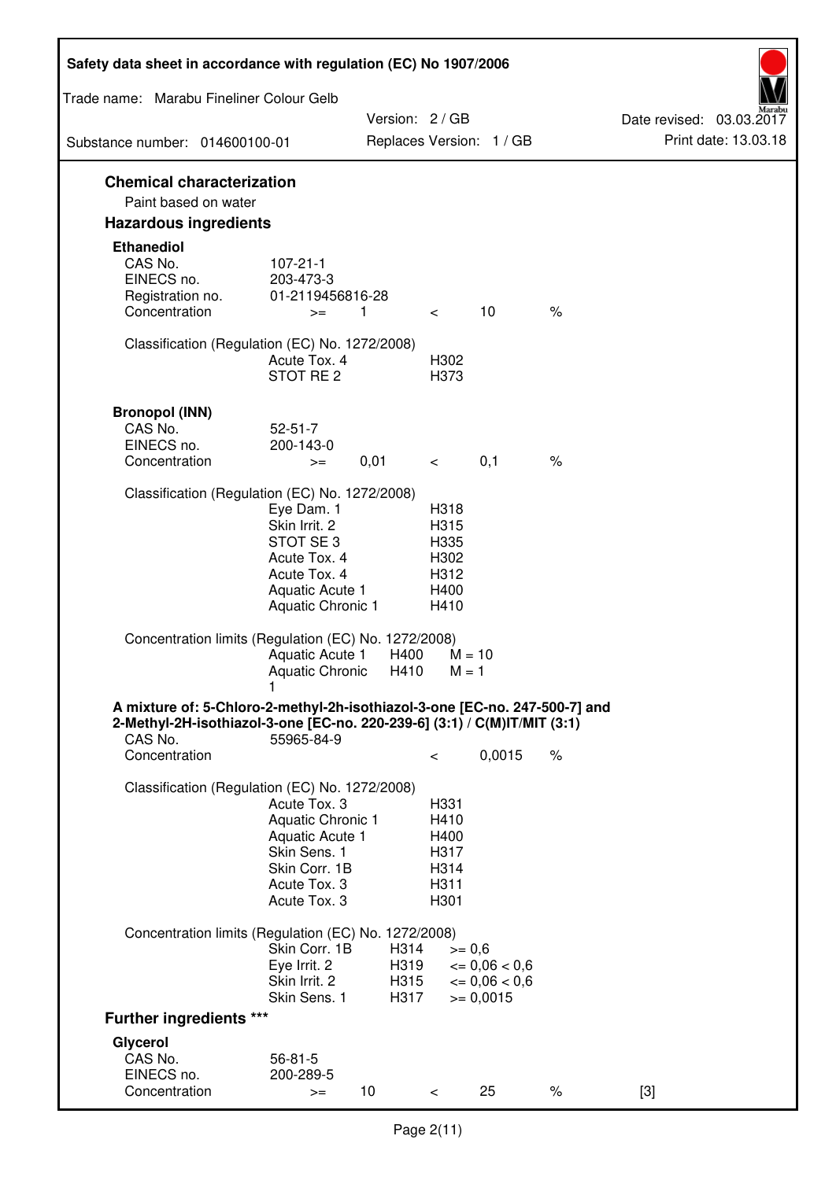## Chemical characterization

Paint based on water

## Hazardous ingredients

### Ethanediol

| | | | | | |
|---|---|---|---|---|---|
| CAS No. | 107-21-1 | | | | |
| EINECS no. | 203-473-3 | | | | |
| Registration no. | 01-2119456816-28 | | | | |
| Concentration | >= | 1 | < | 10 | % |

Classification (Regulation (EC) No. 1272/2008)

| | |
|---|---|
| Acute Tox. 4 | H302 |
| STOT RE 2 | H373 |

### Bronopol (INN)

| | | | | | |
|---|---|---|---|---|---|
| CAS No. | 52-51-7 | | | | |
| EINECS no. | 200-143-0 | | | | |
| Concentration | >= | 0,01 | < | 0,1 | % |

Classification (Regulation (EC) No. 1272/2008)

| | |
|---|---|
| Eye Dam. 1 | H318 |
| Skin Irrit. 2 | H315 |
| STOT SE 3 | H335 |
| Acute Tox. 4 | H302 |
| Acute Tox. 4 | H312 |
| Aquatic Acute 1 | H400 |
| Aquatic Chronic 1 | H410 |

Concentration limits (Regulation (EC) No. 1272/2008)

| | | |
|---|---|---|
| Aquatic Acute 1 | H400 | M = 10 |
| Aquatic Chronic 1 | H410 | M = 1 |

### A mixture of: 5-Chloro-2-methyl-2h-isothiazol-3-one [EC-no. 247-500-7] and 2-Methyl-2H-isothiazol-3-one [EC-no. 220-239-6] (3:1) / C(M)IT/MIT (3:1)

| | | | | |
|---|---|---|---|---|
| CAS No. | 55965-84-9 | | | |
| Concentration | | < | 0,0015 | % |

Classification (Regulation (EC) No. 1272/2008)

| | |
|---|---|
| Acute Tox. 3 | H331 |
| Aquatic Chronic 1 | H410 |
| Aquatic Acute 1 | H400 |
| Skin Sens. 1 | H317 |
| Skin Corr. 1B | H314 |
| Acute Tox. 3 | H311 |
| Acute Tox. 3 | H301 |

Concentration limits (Regulation (EC) No. 1272/2008)

| | | |
|---|---|---|
| Skin Corr. 1B | H314 | >= 0,6 |
| Eye Irrit. 2 | H319 | <= 0,06 < 0,6 |
| Skin Irrit. 2 | H315 | <= 0,06 < 0,6 |
| Skin Sens. 1 | H317 | >= 0,0015 |

## Further ingredients ***

### Glycerol

| | | | | | | |
|---|---|---|---|---|---|---|
| CAS No. | 56-81-5 | | | | | |
| EINECS no. | 200-289-5 | | | | | |
| Concentration | >= | 10 | < | 25 | % | [3] |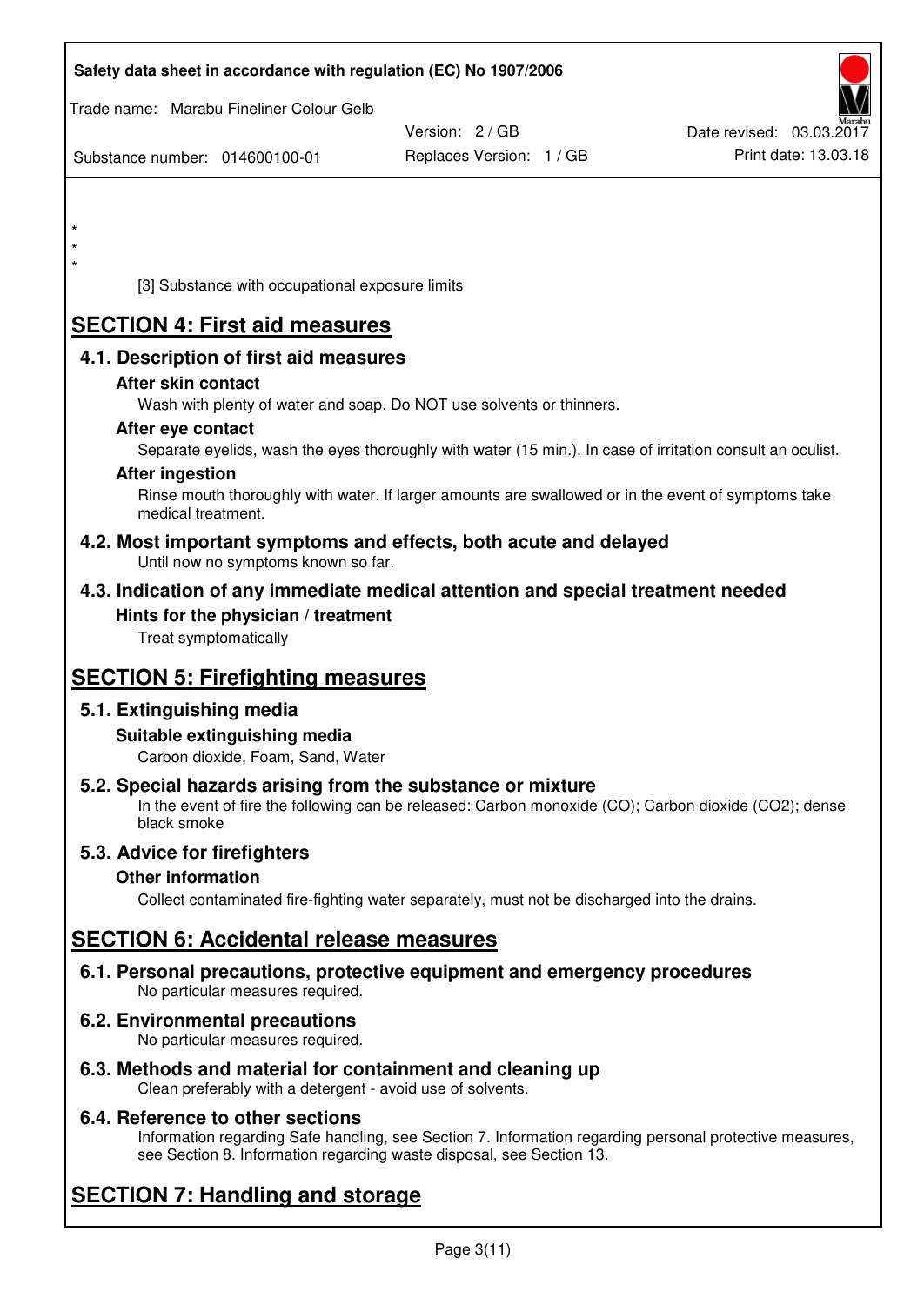*
*
*

[3] Substance with occupational exposure limits

# SECTION 4: First aid measures

## 4.1. Description of first aid measures

### After skin contact

Wash with plenty of water and soap. Do NOT use solvents or thinners.

### After eye contact

Separate eyelids, wash the eyes thoroughly with water (15 min.). In case of irritation consult an oculist.

### After ingestion

Rinse mouth thoroughly with water. If larger amounts are swallowed or in the event of symptoms take medical treatment.

## 4.2. Most important symptoms and effects, both acute and delayed

Until now no symptoms known so far.

## 4.3. Indication of any immediate medical attention and special treatment needed

### Hints for the physician / treatment

Treat symptomatically

# SECTION 5: Firefighting measures

## 5.1. Extinguishing media

### Suitable extinguishing media

Carbon dioxide, Foam, Sand, Water

## 5.2. Special hazards arising from the substance or mixture

In the event of fire the following can be released: Carbon monoxide (CO); Carbon dioxide ($CO_2$); dense black smoke

## 5.3. Advice for firefighters

### Other information

Collect contaminated fire-fighting water separately, must not be discharged into the drains.

# SECTION 6: Accidental release measures

## 6.1. Personal precautions, protective equipment and emergency procedures

No particular measures required.

## 6.2. Environmental precautions

No particular measures required.

## 6.3. Methods and material for containment and cleaning up

Clean preferably with a detergent - avoid use of solvents.

## 6.4. Reference to other sections

Information regarding Safe handling, see Section 7. Information regarding personal protective measures, see Section 8. Information regarding waste disposal, see Section 13.

# SECTION 7: Handling and storage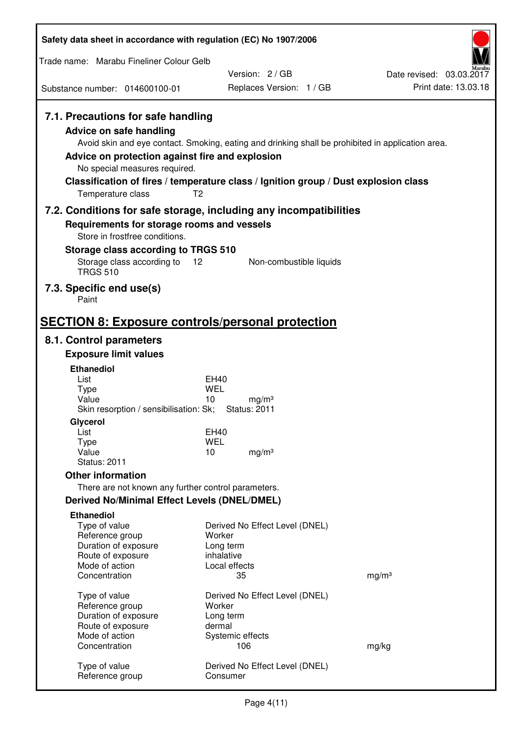### 7.1. Precautions for safe handling

**Advice on safe handling**

Avoid skin and eye contact. Smoking, eating and drinking shall be prohibited in application area.

**Advice on protection against fire and explosion**

No special measures required.

**Classification of fires / temperature class / Ignition group / Dust explosion class**

Temperature class T2

### 7.2. Conditions for safe storage, including any incompatibilities

**Requirements for storage rooms and vessels**

Store in frostfree conditions.

**Storage class according to TRGS 510**

| Storage class according to TRGS 510 | 12 | Non-combustible liquids |
|---|---|---|

### 7.3. Specific end use(s)

Paint

## SECTION 8: Exposure controls/personal protection

### 8.1. Control parameters

**Exposure limit values**

**Ethanediol**

| | |
|---|---|
| List | EH40 |
| Type | WEL |
| Value | 10 mg/m³ |

Skin resorption / sensibilisation: Sk; Status: 2011

**Glycerol**

| | |
|---|---|
| List | EH40 |
| Type | WEL |
| Value | 10 mg/m³ |

Status: 2011

**Other information**

There are not known any further control parameters.

**Derived No/Minimal Effect Levels (DNEL/DMEL)**

**Ethanediol**

| | | |
|---|---|---|
| Type of value | Derived No Effect Level (DNEL) | |
| Reference group | Worker | |
| Duration of exposure | Long term | |
| Route of exposure | inhalative | |
| Mode of action | Local effects | |
| Concentration | 35 | mg/m³ |

| | | |
|---|---|---|
| Type of value | Derived No Effect Level (DNEL) | |
| Reference group | Worker | |
| Duration of exposure | Long term | |
| Route of exposure | dermal | |
| Mode of action | Systemic effects | |
| Concentration | 106 | mg/kg |

| | |
|---|---|
| Type of value | Derived No Effect Level (DNEL) |
| Reference group | Consumer |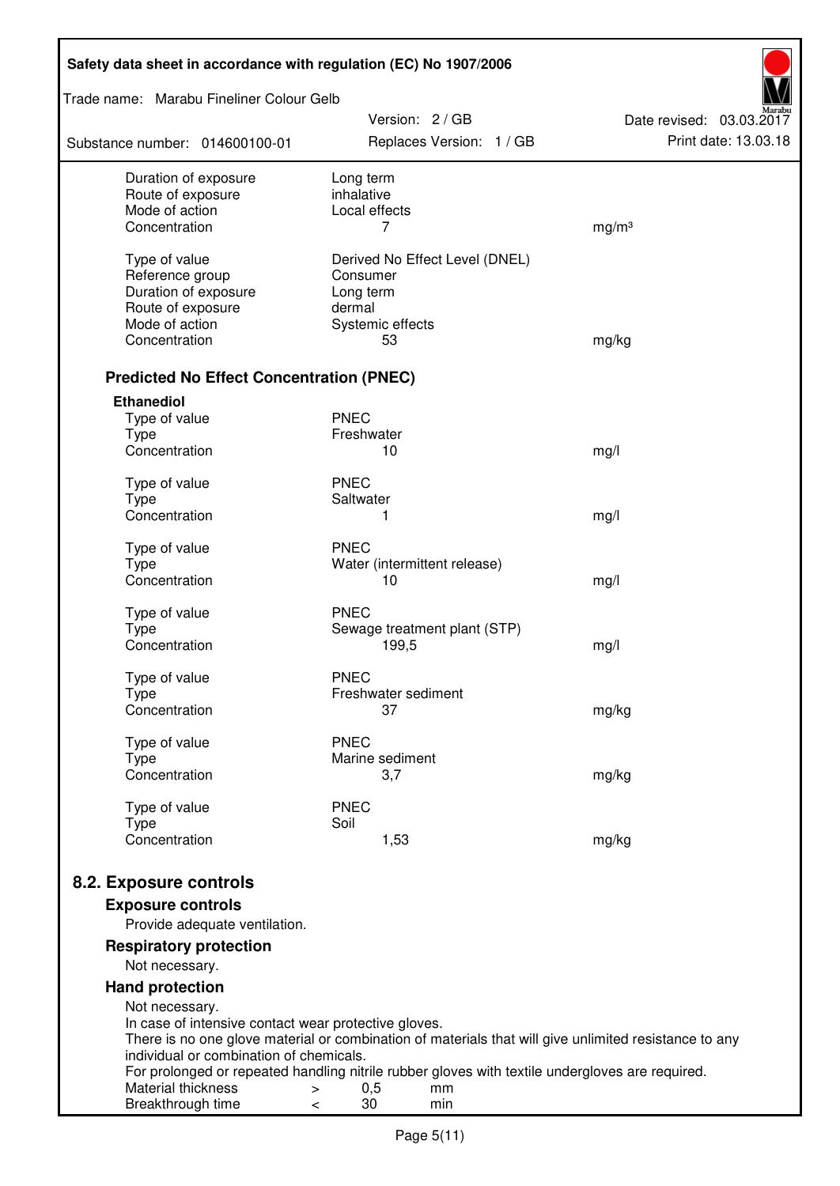| | | |
|---|---|---|
| Duration of exposure | Long term | |
| Route of exposure | inhalative | |
| Mode of action | Local effects | |
| Concentration | 7 | mg/m³ |
| | | |
| Type of value | Derived No Effect Level (DNEL) | |
| Reference group | Consumer | |
| Duration of exposure | Long term | |
| Route of exposure | dermal | |
| Mode of action | Systemic effects | |
| Concentration | 53 | mg/kg |

### Predicted No Effect Concentration (PNEC)

**Ethanediol**

| | | |
|---|---|---|
| Type of value | PNEC | |
| Type | Freshwater | |
| Concentration | 10 | mg/l |
| | | |
| Type of value | PNEC | |
| Type | Saltwater | |
| Concentration | 1 | mg/l |
| | | |
| Type of value | PNEC | |
| Type | Water (intermittent release) | |
| Concentration | 10 | mg/l |
| | | |
| Type of value | PNEC | |
| Type | Sewage treatment plant (STP) | |
| Concentration | 199,5 | mg/l |
| | | |
| Type of value | PNEC | |
| Type | Freshwater sediment | |
| Concentration | 37 | mg/kg |
| | | |
| Type of value | PNEC | |
| Type | Marine sediment | |
| Concentration | 3,7 | mg/kg |
| | | |
| Type of value | PNEC | |
| Type | Soil | |
| Concentration | 1,53 | mg/kg |

## 8.2. Exposure controls

### Exposure controls

Provide adequate ventilation.

### Respiratory protection

Not necessary.

### Hand protection

Not necessary.
In case of intensive contact wear protective gloves.
There is no one glove material or combination of materials that will give unlimited resistance to any individual or combination of chemicals.
For prolonged or repeated handling nitrile rubber gloves with textile undergloves are required.

| | | | |
|---|---|---|---|
| Material thickness | > | 0,5 | mm |
| Breakthrough time | < | 30 | min |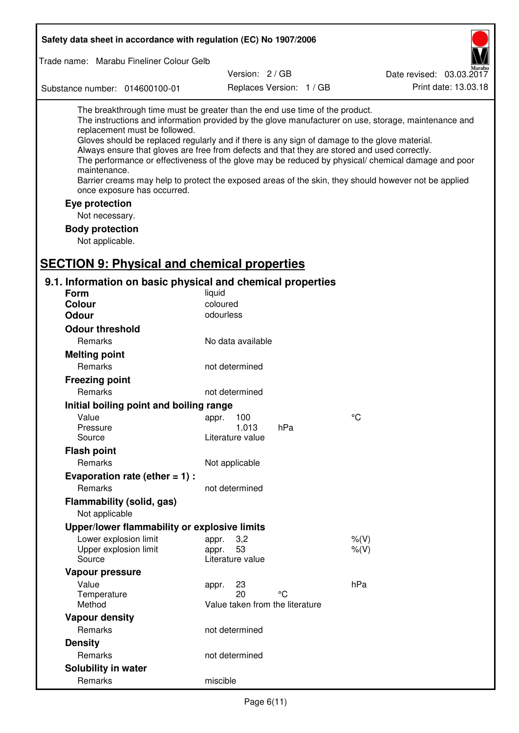The breakthrough time must be greater than the end use time of the product.
The instructions and information provided by the glove manufacturer on use, storage, maintenance and replacement must be followed.
Gloves should be replaced regularly and if there is any sign of damage to the glove material.
Always ensure that gloves are free from defects and that they are stored and used correctly.
The performance or effectiveness of the glove may be reduced by physical/ chemical damage and poor maintenance.
Barrier creams may help to protect the exposed areas of the skin, they should however not be applied once exposure has occurred.

**Eye protection**

Not necessary.

**Body protection**

Not applicable.

# SECTION 9: Physical and chemical properties

## 9.1. Information on basic physical and chemical properties

| | | | |
|---|---|---|---|
| **Form** | liquid | | |
| **Colour** | coloured | | |
| **Odour** | odourless | | |
| **Odour threshold** | | | |
| Remarks | No data available | | |
| **Melting point** | | | |
| Remarks | not determined | | |
| **Freezing point** | | | |
| Remarks | not determined | | |
| **Initial boiling point and boiling range** | | | |
| Value | appr. 100 | | °C |
| Pressure | 1.013 | hPa | |
| Source | Literature value | | |
| **Flash point** | | | |
| Remarks | Not applicable | | |
| **Evaporation rate (ether = 1) :** | | | |
| Remarks | not determined | | |
| **Flammability (solid, gas)** | | | |
| Not applicable | | | |
| **Upper/lower flammability or explosive limits** | | | |
| Lower explosion limit | appr. 3,2 | | %(V) |
| Upper explosion limit | appr. 53 | | %(V) |
| Source | Literature value | | |
| **Vapour pressure** | | | |
| Value | appr. 23 | | hPa |
| Temperature | 20 | °C | |
| Method | Value taken from the literature | | |
| **Vapour density** | | | |
| Remarks | not determined | | |
| **Density** | | | |
| Remarks | not determined | | |
| **Solubility in water** | | | |
| Remarks | miscible | | |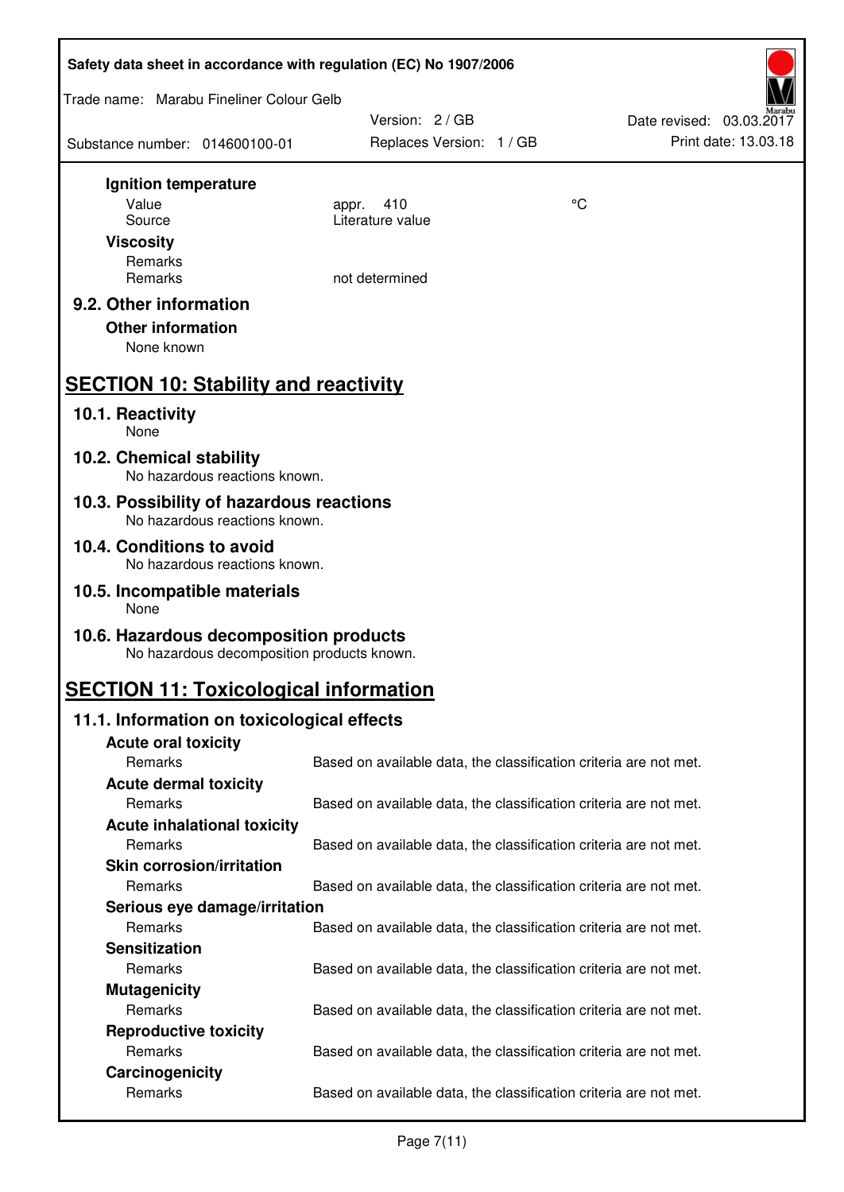**Ignition temperature**

| | | |
|---|---|---|
| Value | appr. 410 | °C |
| Source | Literature value | |

**Viscosity**

| | |
|---|---|
| Remarks | |
| Remarks | not determined |

### 9.2. Other information

**Other information**

None known

## SECTION 10: Stability and reactivity

### 10.1. Reactivity

None

### 10.2. Chemical stability

No hazardous reactions known.

### 10.3. Possibility of hazardous reactions

No hazardous reactions known.

### 10.4. Conditions to avoid

No hazardous reactions known.

### 10.5. Incompatible materials

None

### 10.6. Hazardous decomposition products

No hazardous decomposition products known.

## SECTION 11: Toxicological information

### 11.1. Information on toxicological effects

**Acute oral toxicity**

Remarks: Based on available data, the classification criteria are not met.

**Acute dermal toxicity**

Remarks: Based on available data, the classification criteria are not met.

**Acute inhalational toxicity**

Remarks: Based on available data, the classification criteria are not met.

**Skin corrosion/irritation**

Remarks: Based on available data, the classification criteria are not met.

**Serious eye damage/irritation**

Remarks: Based on available data, the classification criteria are not met.

**Sensitization**

Remarks: Based on available data, the classification criteria are not met.

**Mutagenicity**

Remarks: Based on available data, the classification criteria are not met.

**Reproductive toxicity**

Remarks: Based on available data, the classification criteria are not met.

**Carcinogenicity**

Remarks: Based on available data, the classification criteria are not met.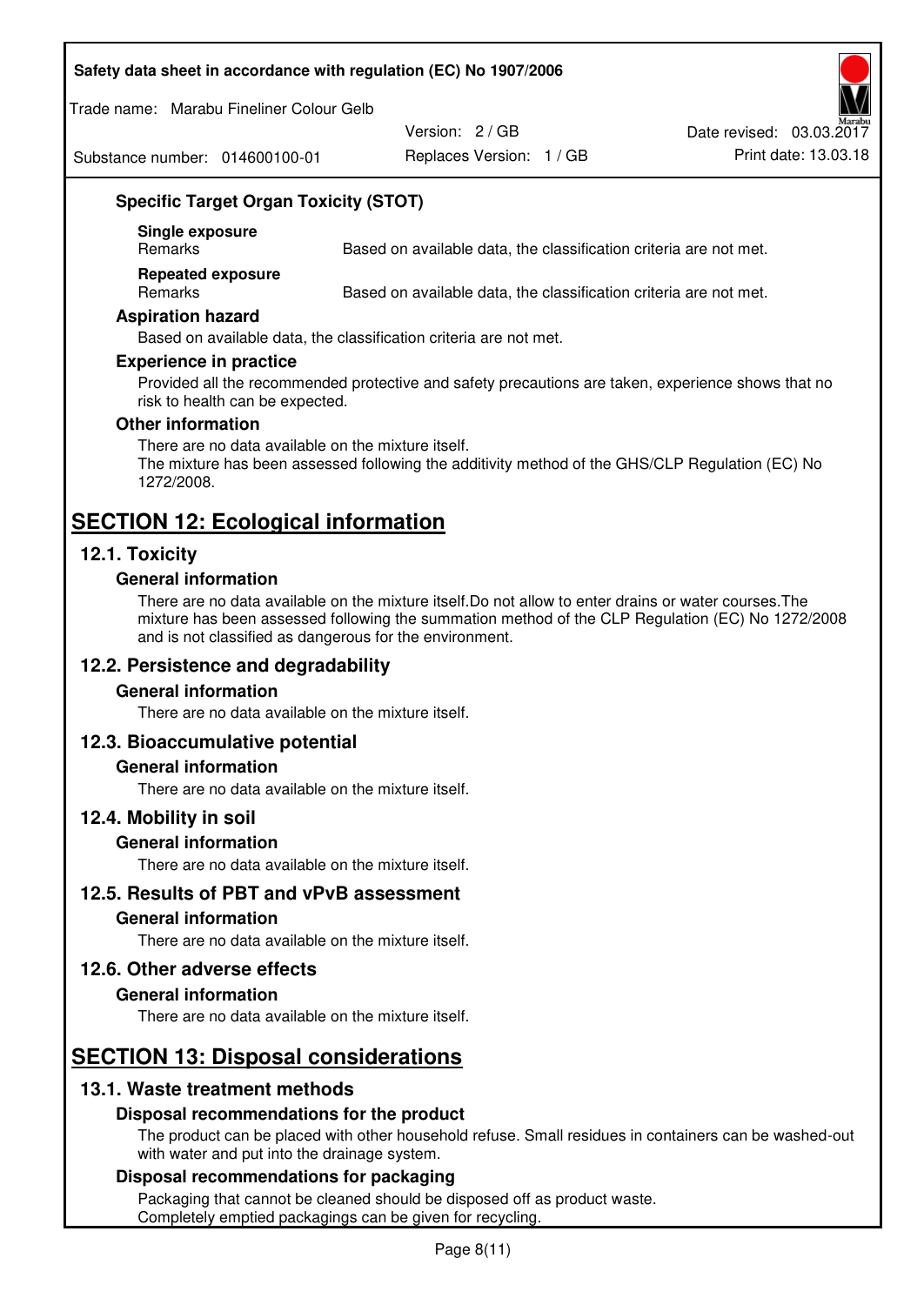### Specific Target Organ Toxicity (STOT)

**Single exposure**

| Remarks | Based on available data, the classification criteria are not met. |
|---|---|

**Repeated exposure**

| Remarks | Based on available data, the classification criteria are not met. |
|---|---|

### Aspiration hazard

Based on available data, the classification criteria are not met.

### Experience in practice

Provided all the recommended protective and safety precautions are taken, experience shows that no risk to health can be expected.

### Other information

There are no data available on the mixture itself.
The mixture has been assessed following the additivity method of the GHS/CLP Regulation (EC) No 1272/2008.

# SECTION 12: Ecological information

## 12.1. Toxicity

### General information

There are no data available on the mixture itself.Do not allow to enter drains or water courses.The mixture has been assessed following the summation method of the CLP Regulation (EC) No 1272/2008 and is not classified as dangerous for the environment.

## 12.2. Persistence and degradability

### General information

There are no data available on the mixture itself.

## 12.3. Bioaccumulative potential

### General information

There are no data available on the mixture itself.

## 12.4. Mobility in soil

### General information

There are no data available on the mixture itself.

## 12.5. Results of PBT and vPvB assessment

### General information

There are no data available on the mixture itself.

## 12.6. Other adverse effects

### General information

There are no data available on the mixture itself.

# SECTION 13: Disposal considerations

## 13.1. Waste treatment methods

### Disposal recommendations for the product

The product can be placed with other household refuse. Small residues in containers can be washed-out with water and put into the drainage system.

### Disposal recommendations for packaging

Packaging that cannot be cleaned should be disposed off as product waste.
Completely emptied packagings can be given for recycling.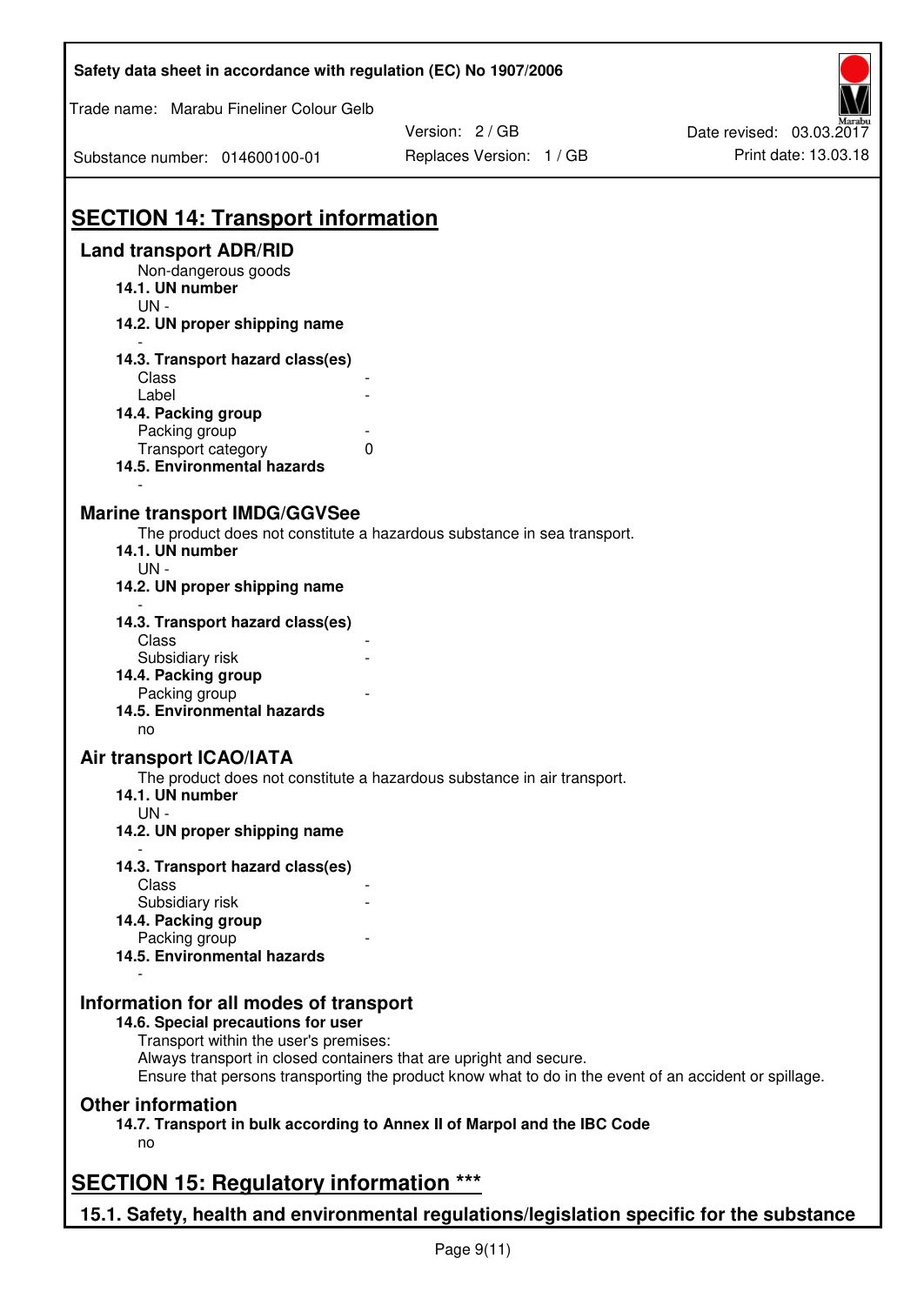## SECTION 14: Transport information

### Land transport ADR/RID

Non-dangerous goods

**14.1. UN number**

UN -

**14.2. UN proper shipping name**

-

**14.3. Transport hazard class(es)**

| | |
|---|---|
| Class | - |
| Label | - |

**14.4. Packing group**

| | |
|---|---|
| Packing group | - |
| Transport category | 0 |

**14.5. Environmental hazards**

-

### Marine transport IMDG/GGVSee

The product does not constitute a hazardous substance in sea transport.

**14.1. UN number**

UN -

**14.2. UN proper shipping name**

-

**14.3. Transport hazard class(es)**

| | |
|---|---|
| Class | - |
| Subsidiary risk | - |

**14.4. Packing group**

| | |
|---|---|
| Packing group | - |

**14.5. Environmental hazards**

no

### Air transport ICAO/IATA

The product does not constitute a hazardous substance in air transport.

**14.1. UN number**

UN -

**14.2. UN proper shipping name**

-

**14.3. Transport hazard class(es)**

| | |
|---|---|
| Class | - |
| Subsidiary risk | - |

**14.4. Packing group**

| | |
|---|---|
| Packing group | - |

**14.5. Environmental hazards**

-

### Information for all modes of transport

**14.6. Special precautions for user**

Transport within the user's premises:
Always transport in closed containers that are upright and secure.
Ensure that persons transporting the product know what to do in the event of an accident or spillage.

### Other information

**14.7. Transport in bulk according to Annex II of Marpol and the IBC Code**

no

## SECTION 15: Regulatory information ***

### 15.1. Safety, health and environmental regulations/legislation specific for the substance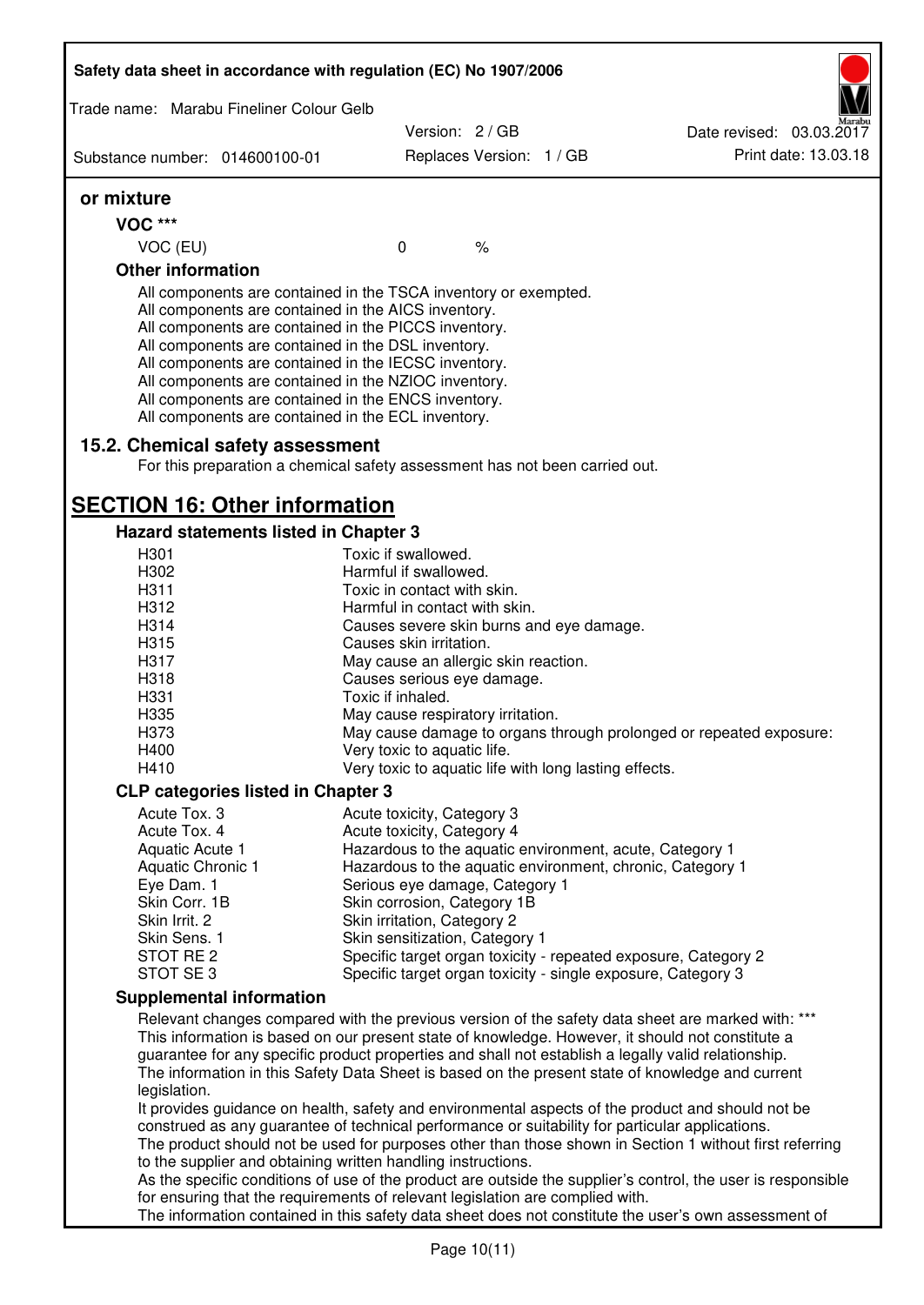### or mixture

**VOC *****

| VOC (EU) | 0 | % |
|---|---|---|

**Other information**

All components are contained in the TSCA inventory or exempted.
All components are contained in the AICS inventory.
All components are contained in the PICCS inventory.
All components are contained in the DSL inventory.
All components are contained in the IECSC inventory.
All components are contained in the NZIOC inventory.
All components are contained in the ENCS inventory.
All components are contained in the ECL inventory.

### 15.2. Chemical safety assessment

For this preparation a chemical safety assessment has not been carried out.

## SECTION 16: Other information

### Hazard statements listed in Chapter 3

| | |
|---|---|
| H301 | Toxic if swallowed. |
| H302 | Harmful if swallowed. |
| H311 | Toxic in contact with skin. |
| H312 | Harmful in contact with skin. |
| H314 | Causes severe skin burns and eye damage. |
| H315 | Causes skin irritation. |
| H317 | May cause an allergic skin reaction. |
| H318 | Causes serious eye damage. |
| H331 | Toxic if inhaled. |
| H335 | May cause respiratory irritation. |
| H373 | May cause damage to organs through prolonged or repeated exposure: |
| H400 | Very toxic to aquatic life. |
| H410 | Very toxic to aquatic life with long lasting effects. |

### CLP categories listed in Chapter 3

| | |
|---|---|
| Acute Tox. 3 | Acute toxicity, Category 3 |
| Acute Tox. 4 | Acute toxicity, Category 4 |
| Aquatic Acute 1 | Hazardous to the aquatic environment, acute, Category 1 |
| Aquatic Chronic 1 | Hazardous to the aquatic environment, chronic, Category 1 |
| Eye Dam. 1 | Serious eye damage, Category 1 |
| Skin Corr. 1B | Skin corrosion, Category 1B |
| Skin Irrit. 2 | Skin irritation, Category 2 |
| Skin Sens. 1 | Skin sensitization, Category 1 |
| STOT RE 2 | Specific target organ toxicity - repeated exposure, Category 2 |
| STOT SE 3 | Specific target organ toxicity - single exposure, Category 3 |

### Supplemental information

Relevant changes compared with the previous version of the safety data sheet are marked with: ***
This information is based on our present state of knowledge. However, it should not constitute a guarantee for any specific product properties and shall not establish a legally valid relationship.
The information in this Safety Data Sheet is based on the present state of knowledge and current legislation.
It provides guidance on health, safety and environmental aspects of the product and should not be construed as any guarantee of technical performance or suitability for particular applications.
The product should not be used for purposes other than those shown in Section 1 without first referring to the supplier and obtaining written handling instructions.
As the specific conditions of use of the product are outside the supplier's control, the user is responsible for ensuring that the requirements of relevant legislation are complied with.
The information contained in this safety data sheet does not constitute the user's own assessment of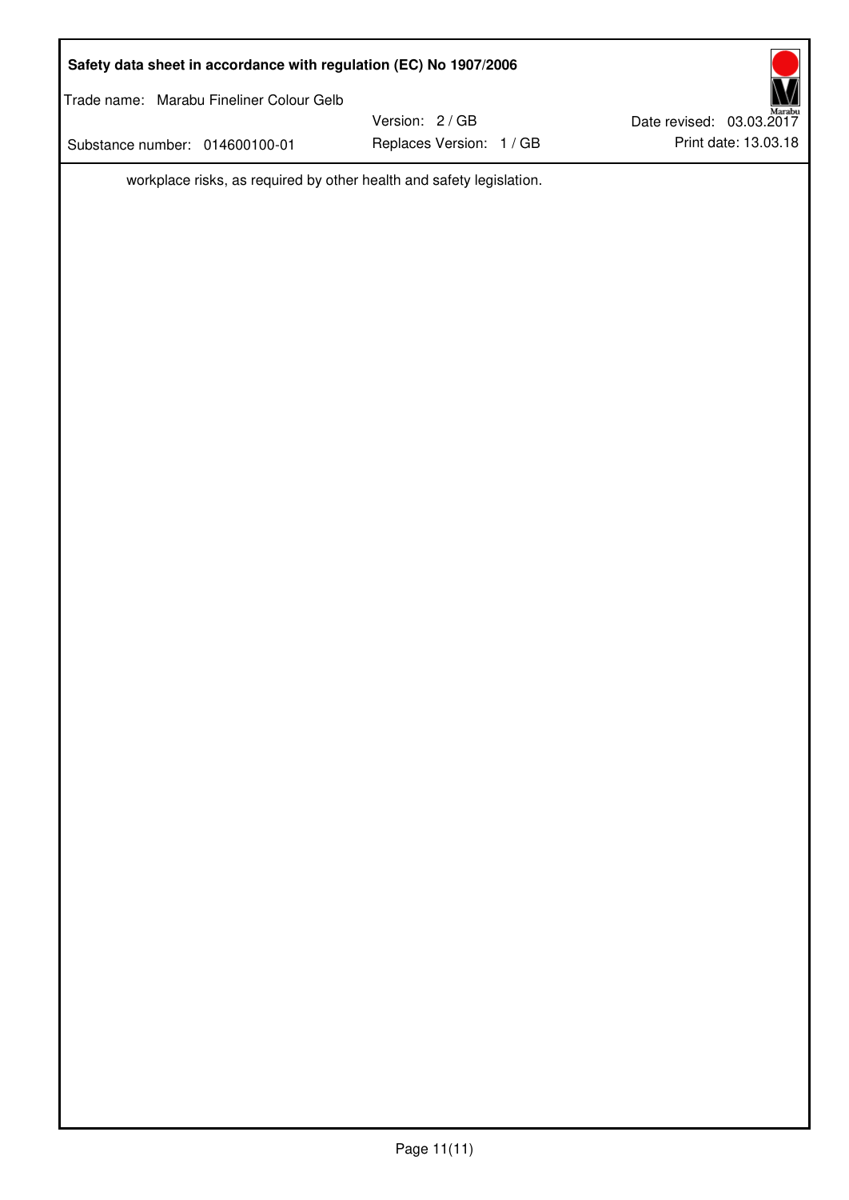workplace risks, as required by other health and safety legislation.